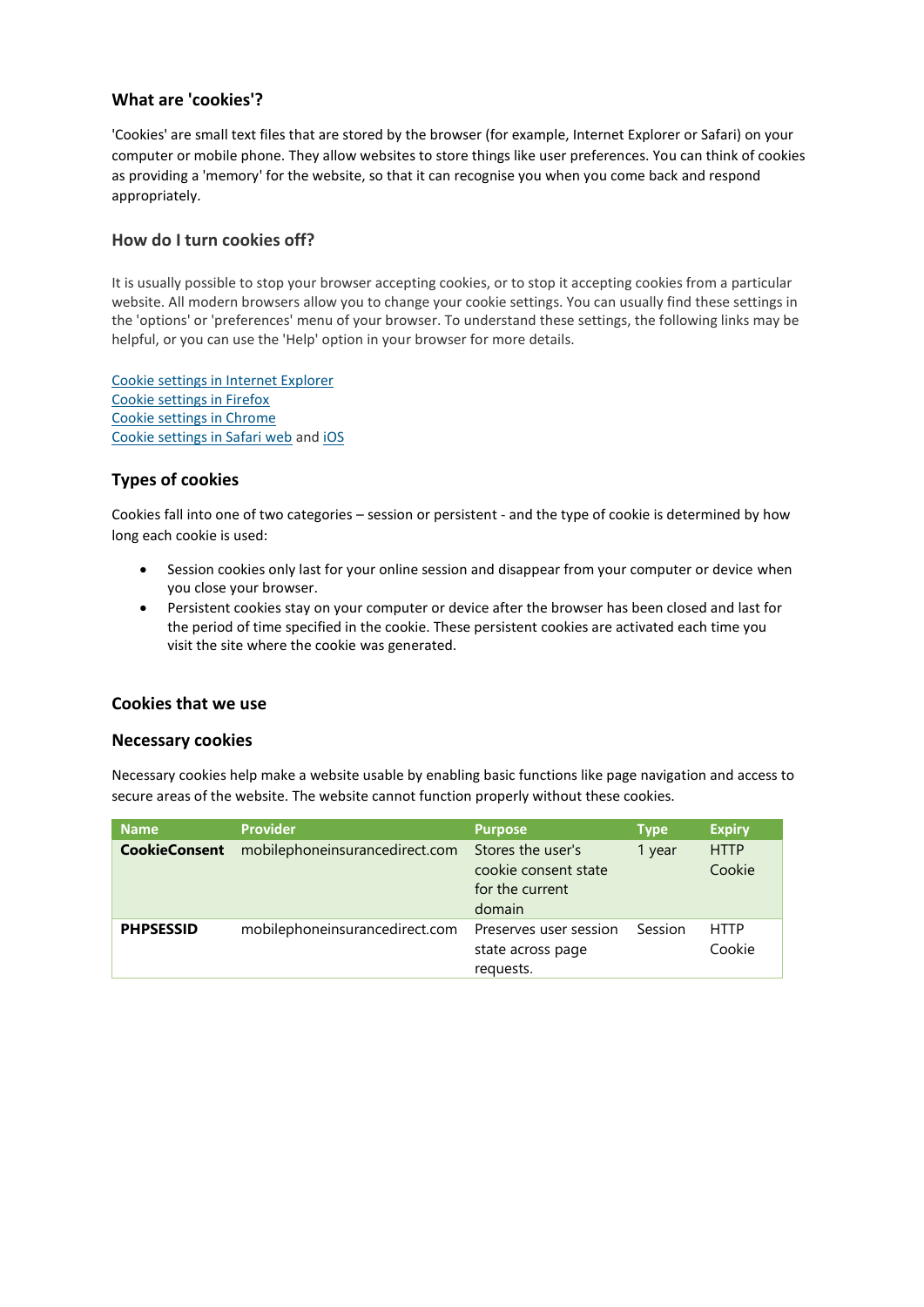## What are 'cookies'?

'Cookies' are small text files that are stored by the browser (for example, Internet Explorer or Safari) on your computer or mobile phone. They allow websites to store things like user preferences. You can think of cookies as providing a 'memory' for the website, so that it can recognise you when you come back and respond appropriately.

### How do I turn cookies off?

It is usually possible to stop your browser accepting cookies, or to stop it accepting cookies from a particular website. All modern browsers allow you to change your cookie settings. You can usually find these settings in the 'options' or 'preferences' menu of your browser. To understand these settings, the following links may be helpful, or you can use the 'Help' option in your browser for more details.

Cookie settings in Internet Explorer
Cookie settings in Firefox
Cookie settings in Chrome
Cookie settings in Safari web and iOS

## Types of cookies

Cookies fall into one of two categories – session or persistent - and the type of cookie is determined by how long each cookie is used:

- Session cookies only last for your online session and disappear from your computer or device when you close your browser.
- Persistent cookies stay on your computer or device after the browser has been closed and last for the period of time specified in the cookie. These persistent cookies are activated each time you visit the site where the cookie was generated.

## Cookies that we use

### Necessary cookies

Necessary cookies help make a website usable by enabling basic functions like page navigation and access to secure areas of the website. The website cannot function properly without these cookies.

| Name | Provider | Purpose | Type | Expiry |
|---|---|---|---|---|
| **CookieConsent** | mobilephoneinsurancedirect.com | Stores the user's cookie consent state for the current domain | 1 year | HTTP Cookie |
| **PHPSESSID** | mobilephoneinsurancedirect.com | Preserves user session state across page requests. | Session | HTTP Cookie |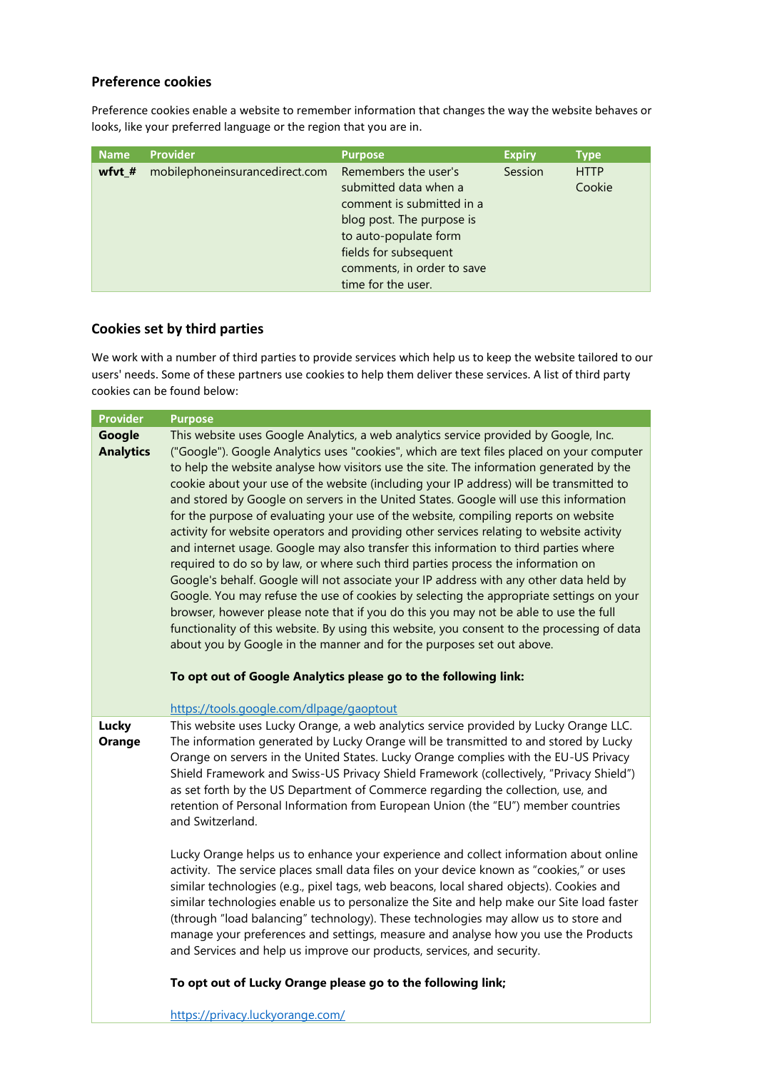### Preference cookies

Preference cookies enable a website to remember information that changes the way the website behaves or looks, like your preferred language or the region that you are in.

| Name | Provider | Purpose | Expiry | Type |
|---|---|---|---|---|
| **wfvt_#** | mobilephoneinsurancedirect.com | Remembers the user's submitted data when a comment is submitted in a blog post. The purpose is to auto-populate form fields for subsequent comments, in order to save time for the user. | Session | HTTP Cookie |

### Cookies set by third parties

We work with a number of third parties to provide services which help us to keep the website tailored to our users' needs. Some of these partners use cookies to help them deliver these services. A list of third party cookies can be found below:

| Provider | Purpose |
|---|---|
| **Google Analytics** | This website uses Google Analytics, a web analytics service provided by Google, Inc. ("Google"). Google Analytics uses "cookies", which are text files placed on your computer to help the website analyse how visitors use the site. The information generated by the cookie about your use of the website (including your IP address) will be transmitted to and stored by Google on servers in the United States. Google will use this information for the purpose of evaluating your use of the website, compiling reports on website activity for website operators and providing other services relating to website activity and internet usage. Google may also transfer this information to third parties where required to do so by law, or where such third parties process the information on Google's behalf. Google will not associate your IP address with any other data held by Google. You may refuse the use of cookies by selecting the appropriate settings on your browser, however please note that if you do this you may not be able to use the full functionality of this website. By using this website, you consent to the processing of data about you by Google in the manner and for the purposes set out above.<br><br>**To opt out of Google Analytics please go to the following link:**<br><br>https://tools.google.com/dlpage/gaoptout |
| **Lucky Orange** | This website uses Lucky Orange, a web analytics service provided by Lucky Orange LLC. The information generated by Lucky Orange will be transmitted to and stored by Lucky Orange on servers in the United States. Lucky Orange complies with the EU-US Privacy Shield Framework and Swiss-US Privacy Shield Framework (collectively, "Privacy Shield") as set forth by the US Department of Commerce regarding the collection, use, and retention of Personal Information from European Union (the "EU") member countries and Switzerland.<br><br>Lucky Orange helps us to enhance your experience and collect information about online activity. The service places small data files on your device known as "cookies," or uses similar technologies (e.g., pixel tags, web beacons, local shared objects). Cookies and similar technologies enable us to personalize the Site and help make our Site load faster (through "load balancing" technology). These technologies may allow us to store and manage your preferences and settings, measure and analyse how you use the Products and Services and help us improve our products, services, and security.<br><br>**To opt out of Lucky Orange please go to the following link;**<br><br>https://privacy.luckyorange.com/ |